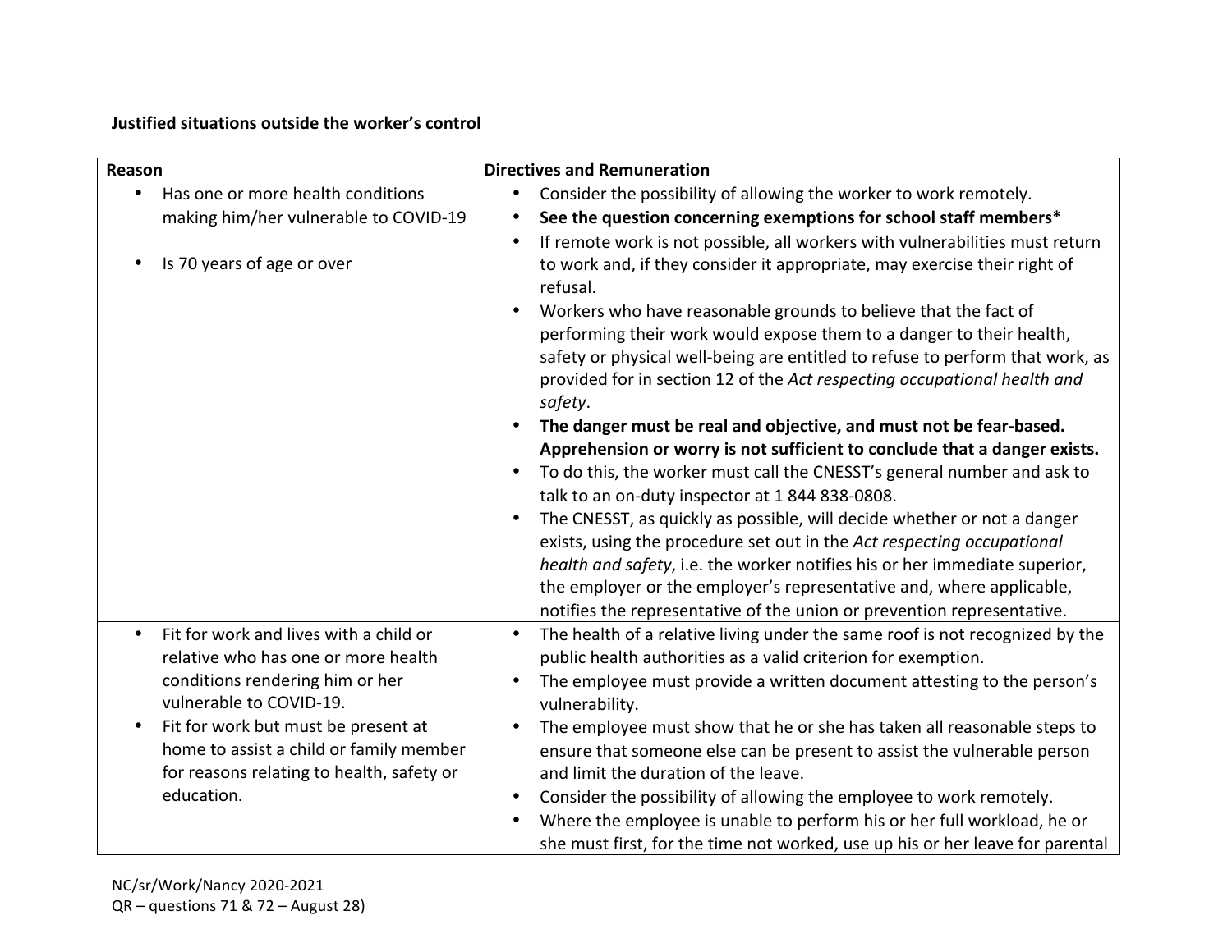**Justified situations outside the worker's control**

| Reason | Directives and Remuneration |
|---|---|
| • Has one or more health conditions making him/her vulnerable to COVID-19<br><br>• Is 70 years of age or over | • Consider the possibility of allowing the worker to work remotely.<br>• **See the question concerning exemptions for school staff members***<br>• If remote work is not possible, all workers with vulnerabilities must return to work and, if they consider it appropriate, may exercise their right of refusal.<br>• Workers who have reasonable grounds to believe that the fact of performing their work would expose them to a danger to their health, safety or physical well-being are entitled to refuse to perform that work, as provided for in section 12 of the *Act respecting occupational health and safety*.<br>• **The danger must be real and objective, and must not be fear-based. Apprehension or worry is not sufficient to conclude that a danger exists.**<br>• To do this, the worker must call the CNESST's general number and ask to talk to an on-duty inspector at 1 844 838-0808.<br>• The CNESST, as quickly as possible, will decide whether or not a danger exists, using the procedure set out in the *Act respecting occupational health and safety*, i.e. the worker notifies his or her immediate superior, the employer or the employer's representative and, where applicable, notifies the representative of the union or prevention representative. |
| • Fit for work and lives with a child or relative who has one or more health conditions rendering him or her vulnerable to COVID-19.<br>• Fit for work but must be present at home to assist a child or family member for reasons relating to health, safety or education. | • The health of a relative living under the same roof is not recognized by the public health authorities as a valid criterion for exemption.<br>• The employee must provide a written document attesting to the person's vulnerability.<br>• The employee must show that he or she has taken all reasonable steps to ensure that someone else can be present to assist the vulnerable person and limit the duration of the leave.<br>• Consider the possibility of allowing the employee to work remotely.<br>• Where the employee is unable to perform his or her full workload, he or she must first, for the time not worked, use up his or her leave for parental |

NC/sr/Work/Nancy 2020-2021
QR – questions 71 & 72 – August 28)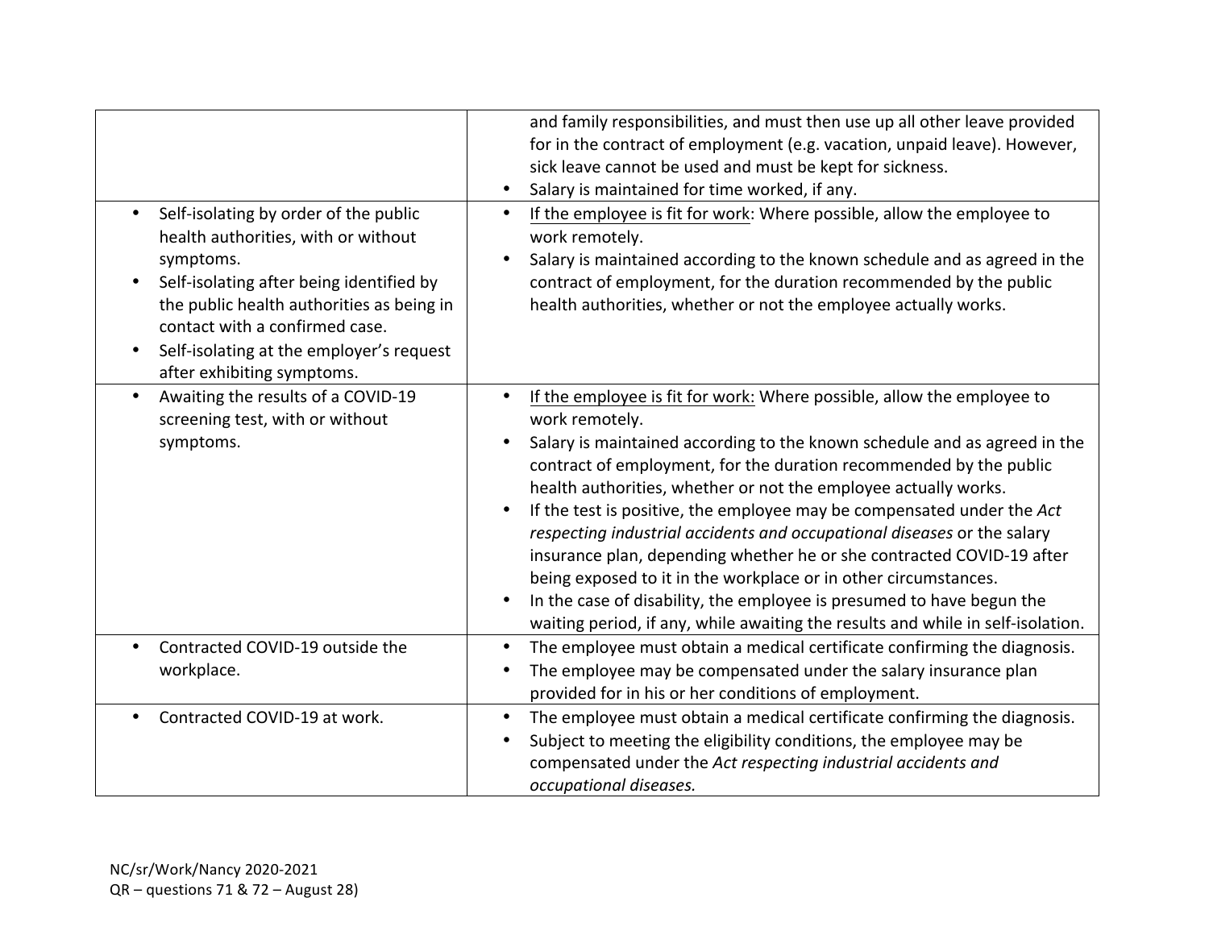| | |
|---|---|
| | and family responsibilities, and must then use up all other leave provided for in the contract of employment (e.g. vacation, unpaid leave). However, sick leave cannot be used and must be kept for sickness.<br>• Salary is maintained for time worked, if any. |
| • Self-isolating by order of the public health authorities, with or without symptoms.<br>• Self-isolating after being identified by the public health authorities as being in contact with a confirmed case.<br>• Self-isolating at the employer's request after exhibiting symptoms. | • <u>If the employee is fit for work</u>: Where possible, allow the employee to work remotely.<br>• Salary is maintained according to the known schedule and as agreed in the contract of employment, for the duration recommended by the public health authorities, whether or not the employee actually works. |
| • Awaiting the results of a COVID-19 screening test, with or without symptoms. | • <u>If the employee is fit for work:</u> Where possible, allow the employee to work remotely.<br>• Salary is maintained according to the known schedule and as agreed in the contract of employment, for the duration recommended by the public health authorities, whether or not the employee actually works.<br>• If the test is positive, the employee may be compensated under the *Act respecting industrial accidents and occupational diseases* or the salary insurance plan, depending whether he or she contracted COVID-19 after being exposed to it in the workplace or in other circumstances.<br>• In the case of disability, the employee is presumed to have begun the waiting period, if any, while awaiting the results and while in self-isolation. |
| • Contracted COVID-19 outside the workplace. | • The employee must obtain a medical certificate confirming the diagnosis.<br>• The employee may be compensated under the salary insurance plan provided for in his or her conditions of employment. |
| • Contracted COVID-19 at work. | • The employee must obtain a medical certificate confirming the diagnosis.<br>• Subject to meeting the eligibility conditions, the employee may be compensated under the *Act respecting industrial accidents and occupational diseases.* |

NC/sr/Work/Nancy 2020-2021
QR – questions 71 & 72 – August 28)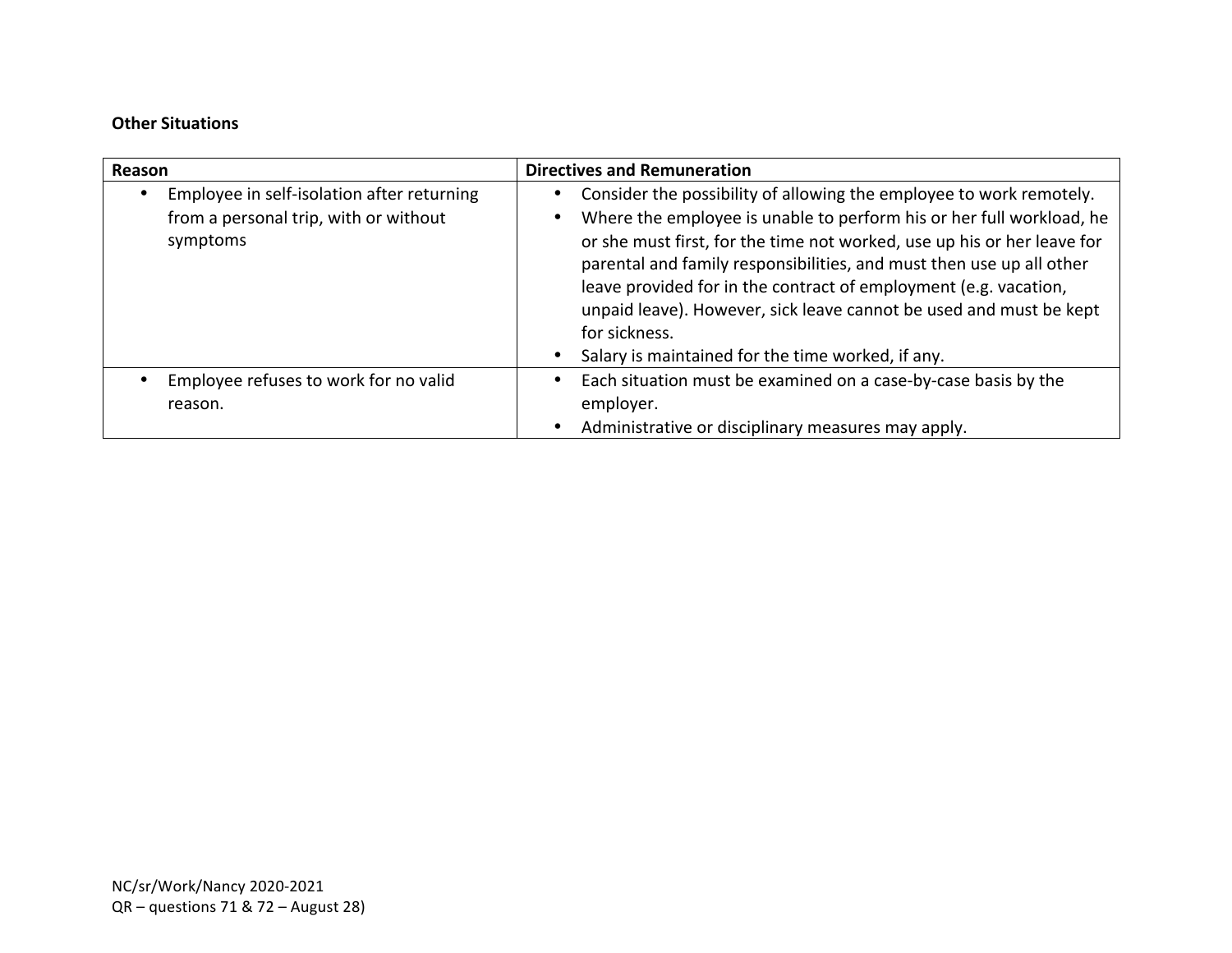**Other Situations**

| Reason | Directives and Remuneration |
|---|---|
| • Employee in self-isolation after returning from a personal trip, with or without symptoms | • Consider the possibility of allowing the employee to work remotely.<br>• Where the employee is unable to perform his or her full workload, he or she must first, for the time not worked, use up his or her leave for parental and family responsibilities, and must then use up all other leave provided for in the contract of employment (e.g. vacation, unpaid leave). However, sick leave cannot be used and must be kept for sickness.<br>• Salary is maintained for the time worked, if any. |
| • Employee refuses to work for no valid reason. | • Each situation must be examined on a case-by-case basis by the employer.<br>• Administrative or disciplinary measures may apply. |

NC/sr/Work/Nancy 2020-2021
QR – questions 71 & 72 – August 28)